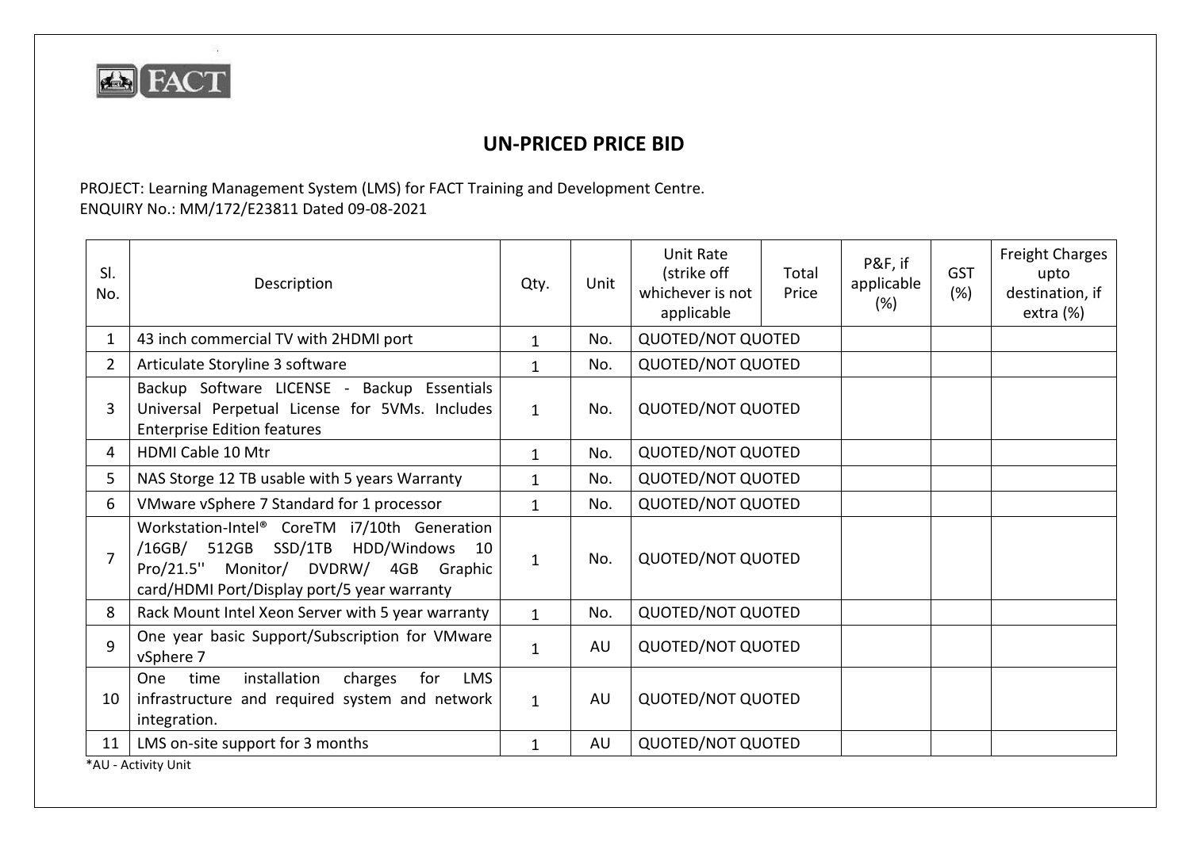FACT

# UN-PRICED PRICE BID

PROJECT: Learning Management System (LMS) for FACT Training and Development Centre.
ENQUIRY No.: MM/172/E23811 Dated 09-08-2021

| Sl. No. | Description | Qty. | Unit | Unit Rate (strike off whichever is not applicable | Total Price | P&F, if applicable (%) | GST (%) | Freight Charges upto destination, if extra (%) |
|---|---|---|---|---|---|---|---|---|
| 1 | 43 inch commercial TV with 2HDMI port | 1 | No. | QUOTED/NOT QUOTED | | | | |
| 2 | Articulate Storyline 3 software | 1 | No. | QUOTED/NOT QUOTED | | | | |
| 3 | Backup Software LICENSE - Backup Essentials Universal Perpetual License for 5VMs. Includes Enterprise Edition features | 1 | No. | QUOTED/NOT QUOTED | | | | |
| 4 | HDMI Cable 10 Mtr | 1 | No. | QUOTED/NOT QUOTED | | | | |
| 5 | NAS Storge 12 TB usable with 5 years Warranty | 1 | No. | QUOTED/NOT QUOTED | | | | |
| 6 | VMware vSphere 7 Standard for 1 processor | 1 | No. | QUOTED/NOT QUOTED | | | | |
| 7 | Workstation-Intel® CoreTM i7/10th Generation /16GB/ 512GB SSD/1TB HDD/Windows 10 Pro/21.5'' Monitor/ DVDRW/ 4GB Graphic card/HDMI Port/Display port/5 year warranty | 1 | No. | QUOTED/NOT QUOTED | | | | |
| 8 | Rack Mount Intel Xeon Server with 5 year warranty | 1 | No. | QUOTED/NOT QUOTED | | | | |
| 9 | One year basic Support/Subscription for VMware vSphere 7 | 1 | AU | QUOTED/NOT QUOTED | | | | |
| 10 | One time installation charges for LMS infrastructure and required system and network integration. | 1 | AU | QUOTED/NOT QUOTED | | | | |
| 11 | LMS on-site support for 3 months | 1 | AU | QUOTED/NOT QUOTED | | | | |

*AU - Activity Unit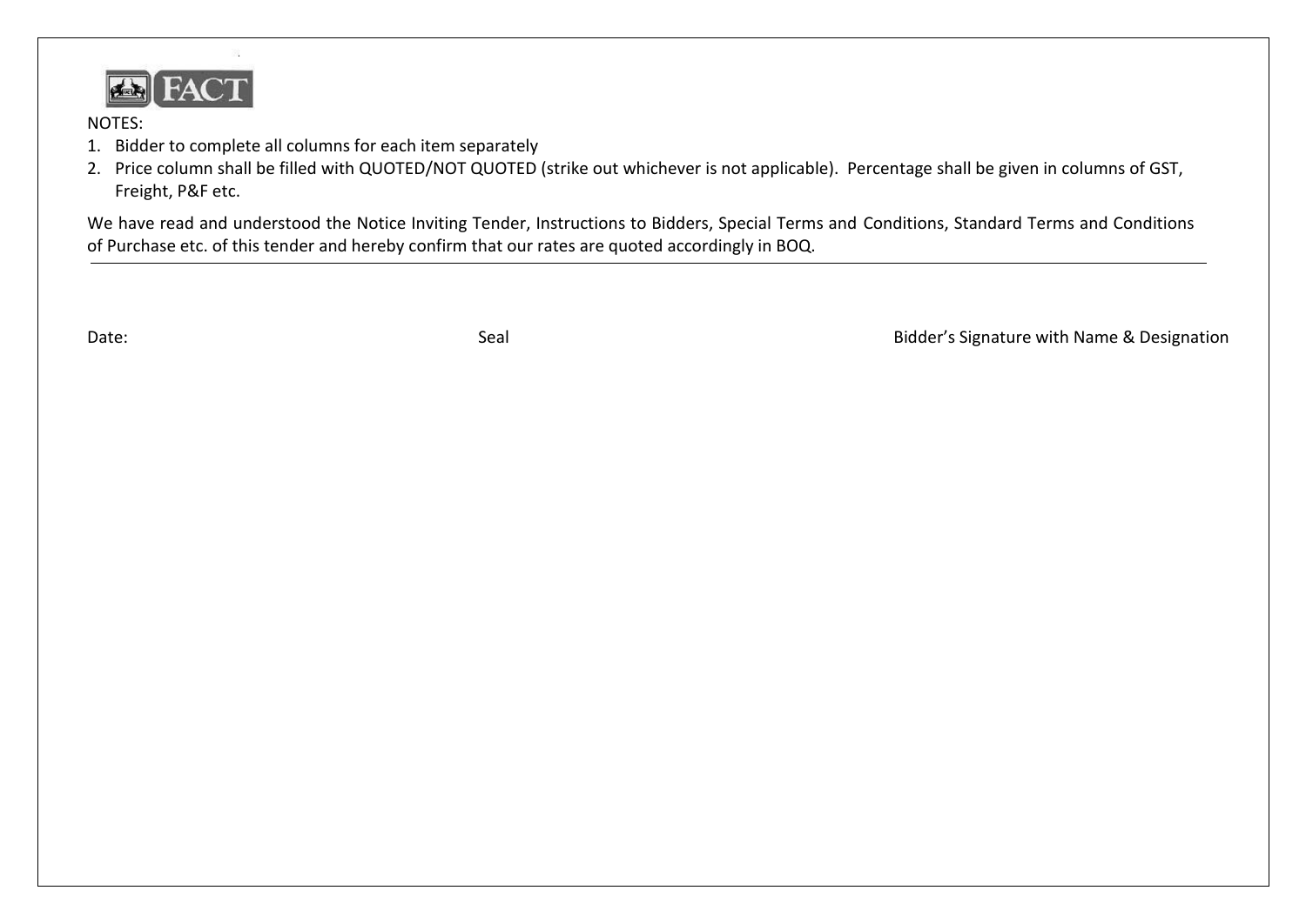NOTES:

1. Bidder to complete all columns for each item separately
2. Price column shall be filled with QUOTED/NOT QUOTED (strike out whichever is not applicable). Percentage shall be given in columns of GST, Freight, P&F etc.

We have read and understood the Notice Inviting Tender, Instructions to Bidders, Special Terms and Conditions, Standard Terms and Conditions of Purchase etc. of this tender and hereby confirm that our rates are quoted accordingly in BOQ.

---

Date: Seal Bidder's Signature with Name & Designation